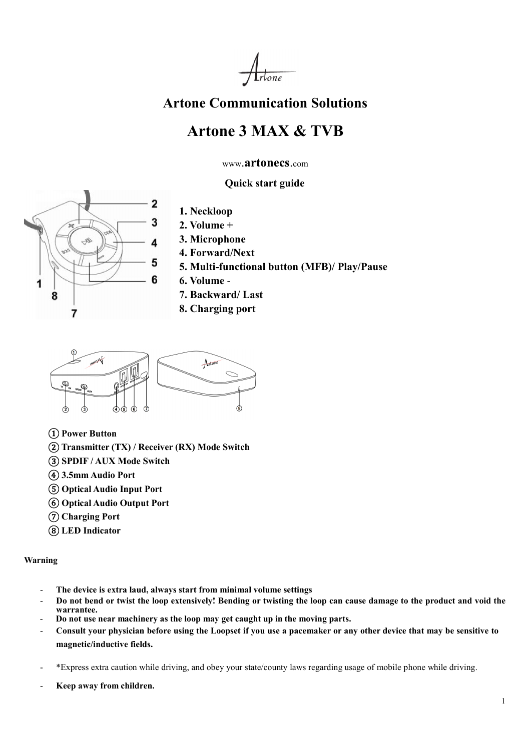# Artone Communication Solutions

# Artone 3 MAX & TVB

www.**artonecs**.com

**Quick start guide**

1. Neckloop
2. Volume +
3. Microphone
4. Forward/Next
5. Multi-functional button (MFB)/ Play/Pause
6. Volume -
7. Backward/ Last
8. Charging port

① Power Button
② Transmitter (TX) / Receiver (RX) Mode Switch
③ SPDIF / AUX Mode Switch
④ 3.5mm Audio Port
⑤ Optical Audio Input Port
⑥ Optical Audio Output Port
⑦ Charging Port
⑧ LED Indicator

**Warning**

- **The device is extra laud, always start from minimal volume settings**
- **Do not bend or twist the loop extensively! Bending or twisting the loop can cause damage to the product and void the warrantee.**
- **Do not use near machinery as the loop may get caught up in the moving parts.**
- **Consult your physician before using the Loopset if you use a pacemaker or any other device that may be sensitive to magnetic/inductive fields.**
- *Express extra caution while driving, and obey your state/county laws regarding usage of mobile phone while driving.
- **Keep away from children.**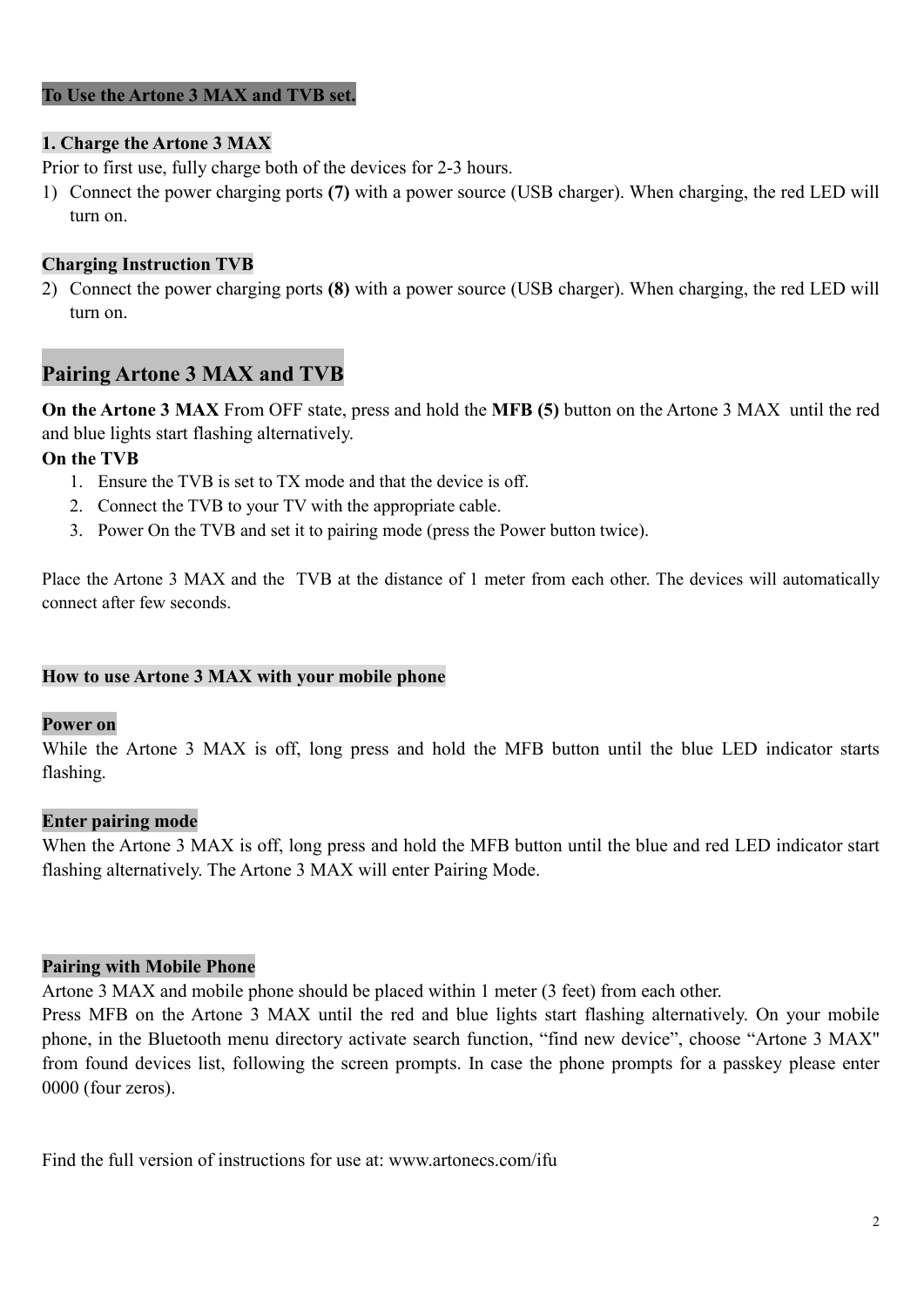## To Use the Artone 3 MAX and TVB set.

### 1. Charge the Artone 3 MAX

Prior to first use, fully charge both of the devices for 2-3 hours.

1) Connect the power charging ports **(7)** with a power source (USB charger). When charging, the red LED will turn on.

### Charging Instruction TVB

2) Connect the power charging ports **(8)** with a power source (USB charger). When charging, the red LED will turn on.

## Pairing Artone 3 MAX and TVB

**On the Artone 3 MAX** From OFF state, press and hold the **MFB (5)** button on the Artone 3 MAX until the red and blue lights start flashing alternatively.

**On the TVB**

1. Ensure the TVB is set to TX mode and that the device is off.
2. Connect the TVB to your TV with the appropriate cable.
3. Power On the TVB and set it to pairing mode (press the Power button twice).

Place the Artone 3 MAX and the TVB at the distance of 1 meter from each other. The devices will automatically connect after few seconds.

### How to use Artone 3 MAX with your mobile phone

### Power on

While the Artone 3 MAX is off, long press and hold the MFB button until the blue LED indicator starts flashing.

### Enter pairing mode

When the Artone 3 MAX is off, long press and hold the MFB button until the blue and red LED indicator start flashing alternatively. The Artone 3 MAX will enter Pairing Mode.

### Pairing with Mobile Phone

Artone 3 MAX and mobile phone should be placed within 1 meter (3 feet) from each other.

Press MFB on the Artone 3 MAX until the red and blue lights start flashing alternatively. On your mobile phone, in the Bluetooth menu directory activate search function, “find new device”, choose “Artone 3 MAX" from found devices list, following the screen prompts. In case the phone prompts for a passkey please enter 0000 (four zeros).

Find the full version of instructions for use at: www.artonecs.com/ifu